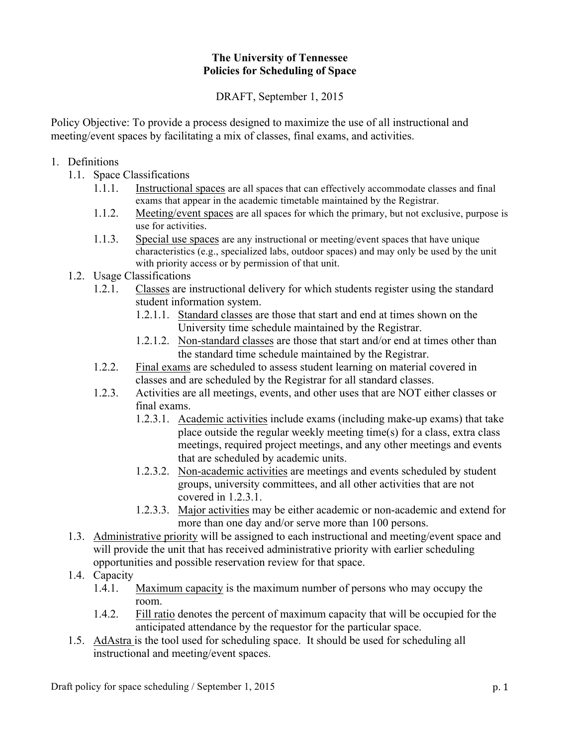**The University of Tennessee**
**Policies for Scheduling of Space**

DRAFT, September 1, 2015

Policy Objective: To provide a process designed to maximize the use of all instructional and meeting/event spaces by facilitating a mix of classes, final exams, and activities.

1. Definitions
   - 1.1. Space Classifications
     - 1.1.1. Instructional spaces are all spaces that can effectively accommodate classes and final exams that appear in the academic timetable maintained by the Registrar.
     - 1.1.2. Meeting/event spaces are all spaces for which the primary, but not exclusive, purpose is use for activities.
     - 1.1.3. Special use spaces are any instructional or meeting/event spaces that have unique characteristics (e.g., specialized labs, outdoor spaces) and may only be used by the unit with priority access or by permission of that unit.
   - 1.2. Usage Classifications
     - 1.2.1. Classes are instructional delivery for which students register using the standard student information system.
       - 1.2.1.1. Standard classes are those that start and end at times shown on the University time schedule maintained by the Registrar.
       - 1.2.1.2. Non-standard classes are those that start and/or end at times other than the standard time schedule maintained by the Registrar.
     - 1.2.2. Final exams are scheduled to assess student learning on material covered in classes and are scheduled by the Registrar for all standard classes.
     - 1.2.3. Activities are all meetings, events, and other uses that are NOT either classes or final exams.
       - 1.2.3.1. Academic activities include exams (including make-up exams) that take place outside the regular weekly meeting time(s) for a class, extra class meetings, required project meetings, and any other meetings and events that are scheduled by academic units.
       - 1.2.3.2. Non-academic activities are meetings and events scheduled by student groups, university committees, and all other activities that are not covered in 1.2.3.1.
       - 1.2.3.3. Major activities may be either academic or non-academic and extend for more than one day and/or serve more than 100 persons.
   - 1.3. Administrative priority will be assigned to each instructional and meeting/event space and will provide the unit that has received administrative priority with earlier scheduling opportunities and possible reservation review for that space.
   - 1.4. Capacity
     - 1.4.1. Maximum capacity is the maximum number of persons who may occupy the room.
     - 1.4.2. Fill ratio denotes the percent of maximum capacity that will be occupied for the anticipated attendance by the requestor for the particular space.
   - 1.5. AdAstra is the tool used for scheduling space. It should be used for scheduling all instructional and meeting/event spaces.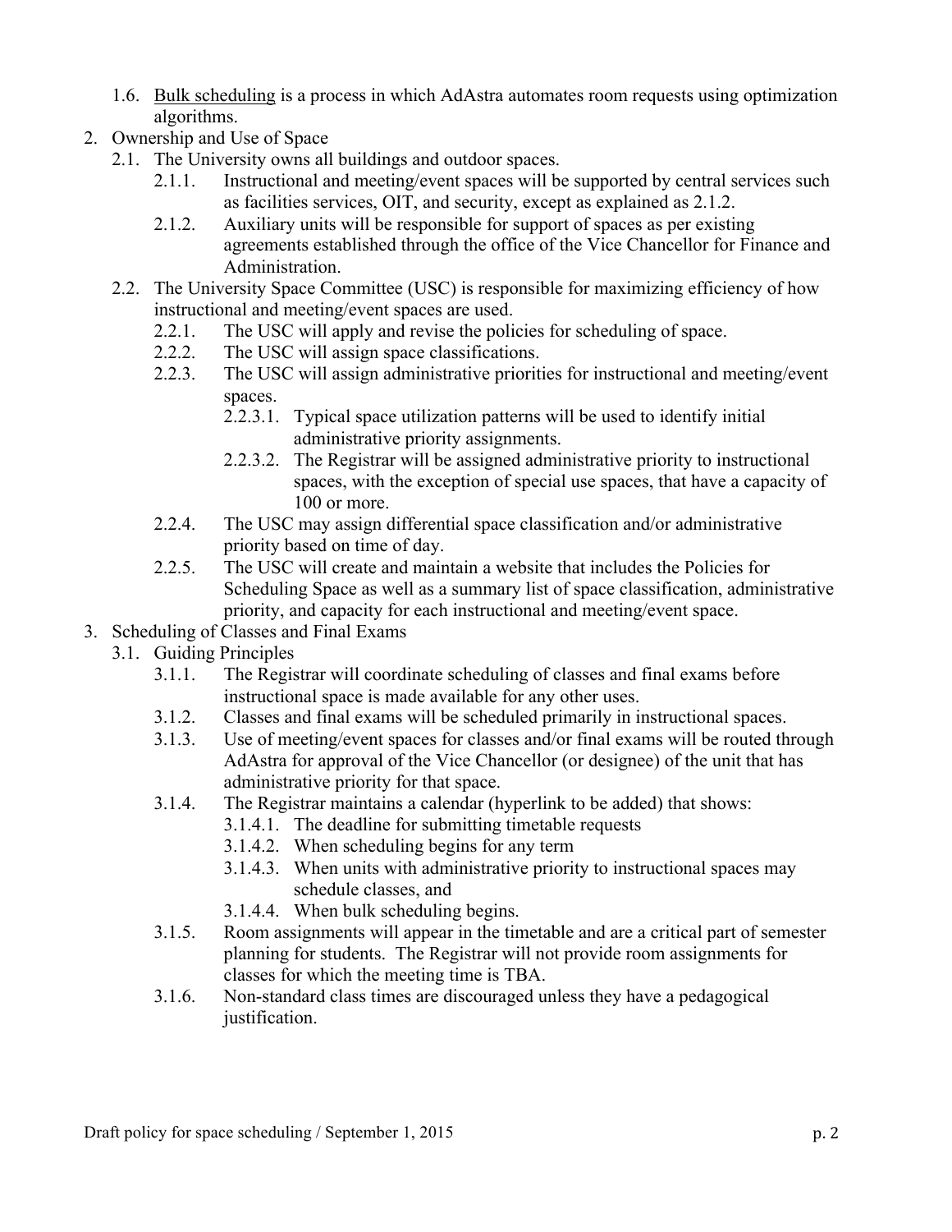1.6. <u>Bulk scheduling</u> is a process in which AdAstra automates room requests using optimization algorithms.

2. Ownership and Use of Space
   - 2.1. The University owns all buildings and outdoor spaces.
     - 2.1.1. Instructional and meeting/event spaces will be supported by central services such as facilities services, OIT, and security, except as explained as 2.1.2.
     - 2.1.2. Auxiliary units will be responsible for support of spaces as per existing agreements established through the office of the Vice Chancellor for Finance and Administration.
   - 2.2. The University Space Committee (USC) is responsible for maximizing efficiency of how instructional and meeting/event spaces are used.
     - 2.2.1. The USC will apply and revise the policies for scheduling of space.
     - 2.2.2. The USC will assign space classifications.
     - 2.2.3. The USC will assign administrative priorities for instructional and meeting/event spaces.
       - 2.2.3.1. Typical space utilization patterns will be used to identify initial administrative priority assignments.
       - 2.2.3.2. The Registrar will be assigned administrative priority to instructional spaces, with the exception of special use spaces, that have a capacity of 100 or more.
     - 2.2.4. The USC may assign differential space classification and/or administrative priority based on time of day.
     - 2.2.5. The USC will create and maintain a website that includes the Policies for Scheduling Space as well as a summary list of space classification, administrative priority, and capacity for each instructional and meeting/event space.

3. Scheduling of Classes and Final Exams
   - 3.1. Guiding Principles
     - 3.1.1. The Registrar will coordinate scheduling of classes and final exams before instructional space is made available for any other uses.
     - 3.1.2. Classes and final exams will be scheduled primarily in instructional spaces.
     - 3.1.3. Use of meeting/event spaces for classes and/or final exams will be routed through AdAstra for approval of the Vice Chancellor (or designee) of the unit that has administrative priority for that space.
     - 3.1.4. The Registrar maintains a calendar (hyperlink to be added) that shows:
       - 3.1.4.1. The deadline for submitting timetable requests
       - 3.1.4.2. When scheduling begins for any term
       - 3.1.4.3. When units with administrative priority to instructional spaces may schedule classes, and
       - 3.1.4.4. When bulk scheduling begins.
     - 3.1.5. Room assignments will appear in the timetable and are a critical part of semester planning for students. The Registrar will not provide room assignments for classes for which the meeting time is TBA.
     - 3.1.6. Non-standard class times are discouraged unless they have a pedagogical justification.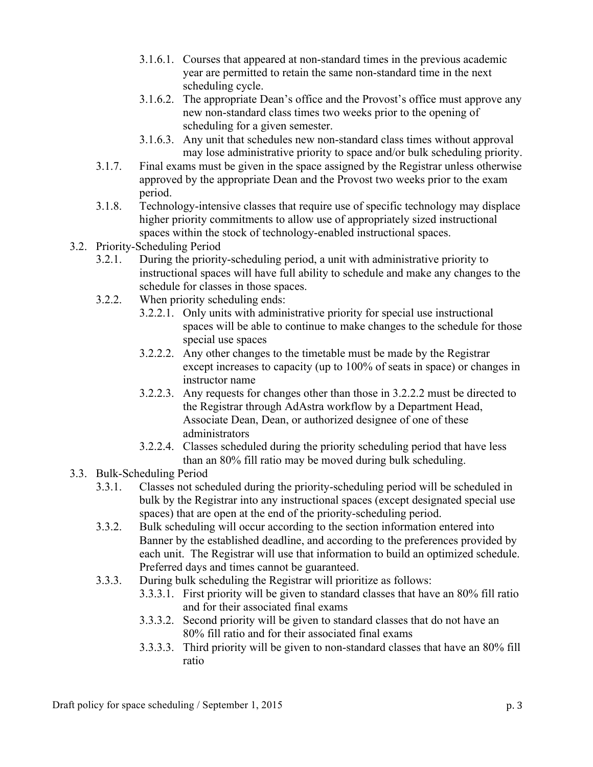- 3.1.6.1. Courses that appeared at non-standard times in the previous academic year are permitted to retain the same non-standard time in the next scheduling cycle.
- 3.1.6.2. The appropriate Dean's office and the Provost's office must approve any new non-standard class times two weeks prior to the opening of scheduling for a given semester.
- 3.1.6.3. Any unit that schedules new non-standard class times without approval may lose administrative priority to space and/or bulk scheduling priority.

3.1.7. Final exams must be given in the space assigned by the Registrar unless otherwise approved by the appropriate Dean and the Provost two weeks prior to the exam period.

3.1.8. Technology-intensive classes that require use of specific technology may displace higher priority commitments to allow use of appropriately sized instructional spaces within the stock of technology-enabled instructional spaces.

3.2. Priority-Scheduling Period

- 3.2.1. During the priority-scheduling period, a unit with administrative priority to instructional spaces will have full ability to schedule and make any changes to the schedule for classes in those spaces.
- 3.2.2. When priority scheduling ends:
  - 3.2.2.1. Only units with administrative priority for special use instructional spaces will be able to continue to make changes to the schedule for those special use spaces
  - 3.2.2.2. Any other changes to the timetable must be made by the Registrar except increases to capacity (up to 100% of seats in space) or changes in instructor name
  - 3.2.2.3. Any requests for changes other than those in 3.2.2.2 must be directed to the Registrar through AdAstra workflow by a Department Head, Associate Dean, Dean, or authorized designee of one of these administrators
  - 3.2.2.4. Classes scheduled during the priority scheduling period that have less than an 80% fill ratio may be moved during bulk scheduling.

3.3. Bulk-Scheduling Period

- 3.3.1. Classes not scheduled during the priority-scheduling period will be scheduled in bulk by the Registrar into any instructional spaces (except designated special use spaces) that are open at the end of the priority-scheduling period.
- 3.3.2. Bulk scheduling will occur according to the section information entered into Banner by the established deadline, and according to the preferences provided by each unit. The Registrar will use that information to build an optimized schedule. Preferred days and times cannot be guaranteed.
- 3.3.3. During bulk scheduling the Registrar will prioritize as follows:
  - 3.3.3.1. First priority will be given to standard classes that have an 80% fill ratio and for their associated final exams
  - 3.3.3.2. Second priority will be given to standard classes that do not have an 80% fill ratio and for their associated final exams
  - 3.3.3.3. Third priority will be given to non-standard classes that have an 80% fill ratio

Draft policy for space scheduling / September 1, 2015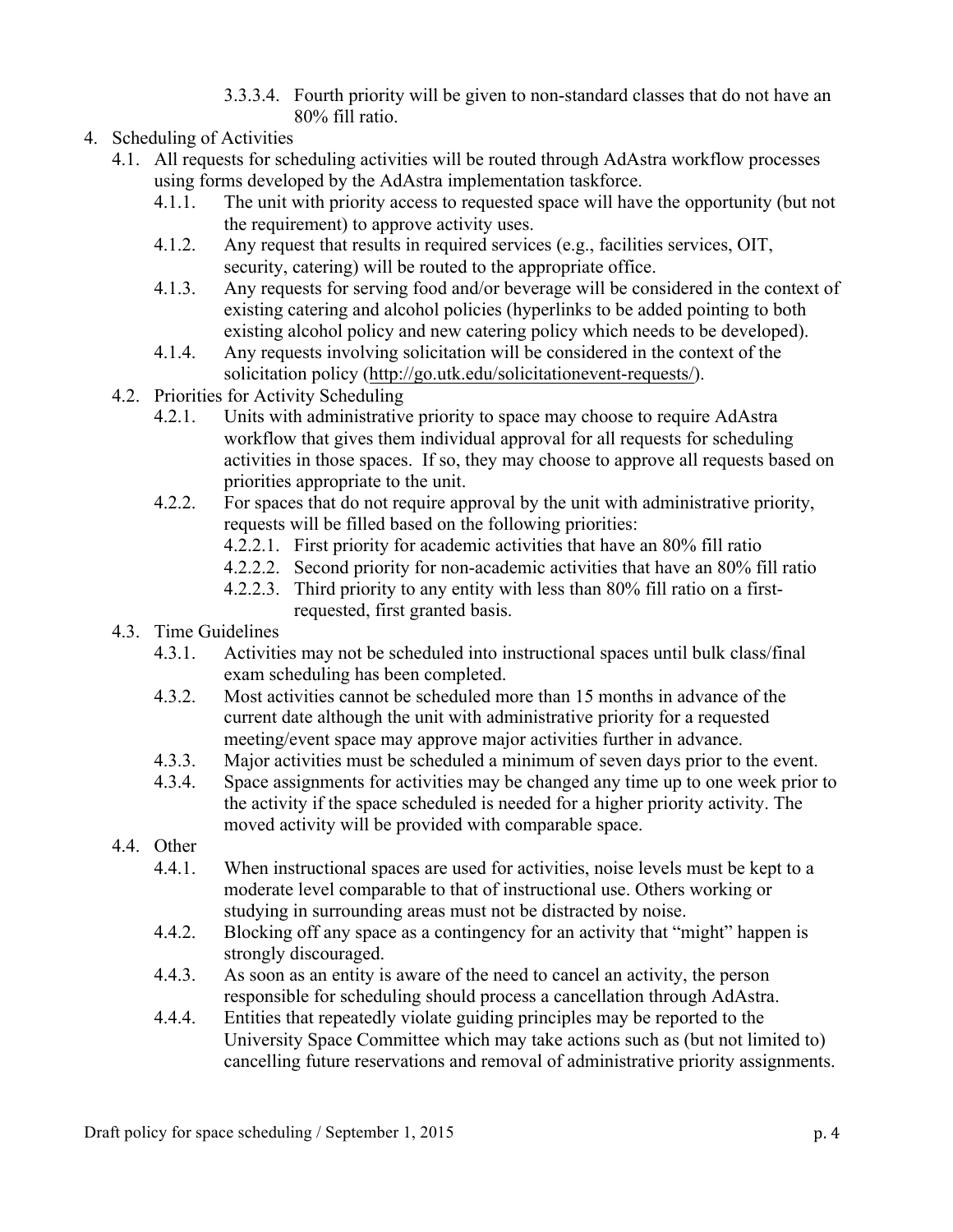3.3.3.4. Fourth priority will be given to non-standard classes that do not have an 80% fill ratio.

4. Scheduling of Activities
   - 4.1. All requests for scheduling activities will be routed through AdAstra workflow processes using forms developed by the AdAstra implementation taskforce.
     - 4.1.1. The unit with priority access to requested space will have the opportunity (but not the requirement) to approve activity uses.
     - 4.1.2. Any request that results in required services (e.g., facilities services, OIT, security, catering) will be routed to the appropriate office.
     - 4.1.3. Any requests for serving food and/or beverage will be considered in the context of existing catering and alcohol policies (hyperlinks to be added pointing to both existing alcohol policy and new catering policy which needs to be developed).
     - 4.1.4. Any requests involving solicitation will be considered in the context of the solicitation policy (http://go.utk.edu/solicitationevent-requests/).
   - 4.2. Priorities for Activity Scheduling
     - 4.2.1. Units with administrative priority to space may choose to require AdAstra workflow that gives them individual approval for all requests for scheduling activities in those spaces. If so, they may choose to approve all requests based on priorities appropriate to the unit.
     - 4.2.2. For spaces that do not require approval by the unit with administrative priority, requests will be filled based on the following priorities:
       - 4.2.2.1. First priority for academic activities that have an 80% fill ratio
       - 4.2.2.2. Second priority for non-academic activities that have an 80% fill ratio
       - 4.2.2.3. Third priority to any entity with less than 80% fill ratio on a first-requested, first granted basis.
   - 4.3. Time Guidelines
     - 4.3.1. Activities may not be scheduled into instructional spaces until bulk class/final exam scheduling has been completed.
     - 4.3.2. Most activities cannot be scheduled more than 15 months in advance of the current date although the unit with administrative priority for a requested meeting/event space may approve major activities further in advance.
     - 4.3.3. Major activities must be scheduled a minimum of seven days prior to the event.
     - 4.3.4. Space assignments for activities may be changed any time up to one week prior to the activity if the space scheduled is needed for a higher priority activity. The moved activity will be provided with comparable space.
   - 4.4. Other
     - 4.4.1. When instructional spaces are used for activities, noise levels must be kept to a moderate level comparable to that of instructional use. Others working or studying in surrounding areas must not be distracted by noise.
     - 4.4.2. Blocking off any space as a contingency for an activity that "might" happen is strongly discouraged.
     - 4.4.3. As soon as an entity is aware of the need to cancel an activity, the person responsible for scheduling should process a cancellation through AdAstra.
     - 4.4.4. Entities that repeatedly violate guiding principles may be reported to the University Space Committee which may take actions such as (but not limited to) cancelling future reservations and removal of administrative priority assignments.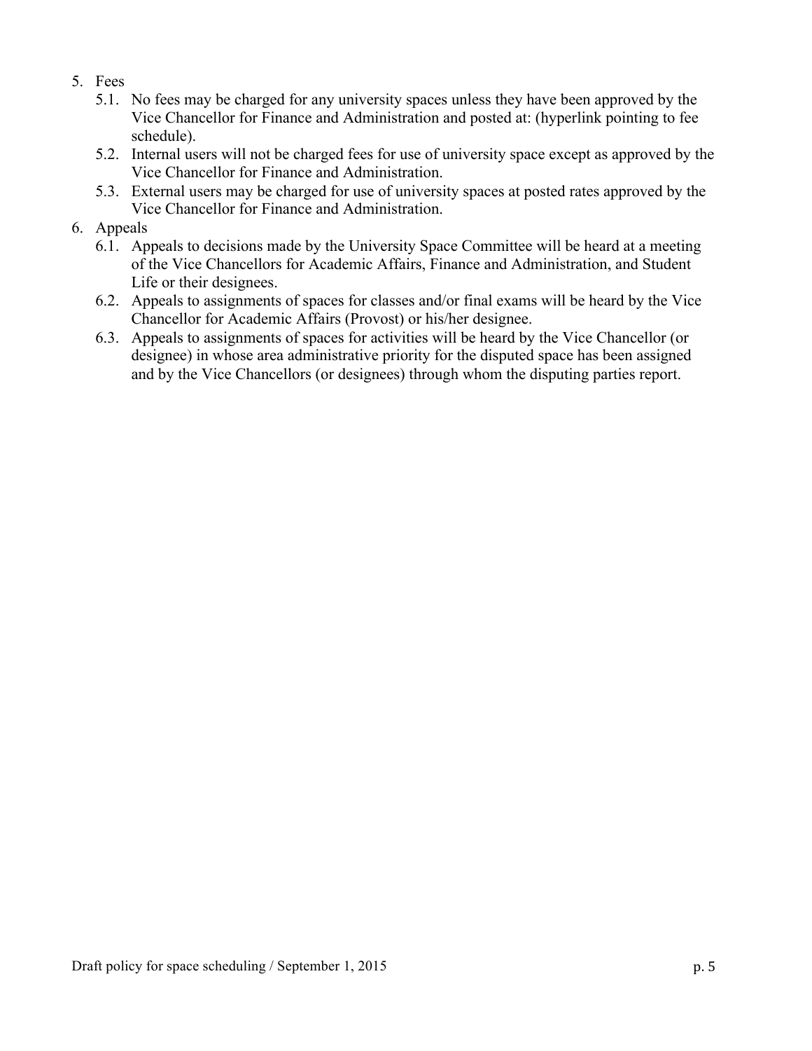5. Fees
   - 5.1. No fees may be charged for any university spaces unless they have been approved by the Vice Chancellor for Finance and Administration and posted at: (hyperlink pointing to fee schedule).
   - 5.2. Internal users will not be charged fees for use of university space except as approved by the Vice Chancellor for Finance and Administration.
   - 5.3. External users may be charged for use of university spaces at posted rates approved by the Vice Chancellor for Finance and Administration.
6. Appeals
   - 6.1. Appeals to decisions made by the University Space Committee will be heard at a meeting of the Vice Chancellors for Academic Affairs, Finance and Administration, and Student Life or their designees.
   - 6.2. Appeals to assignments of spaces for classes and/or final exams will be heard by the Vice Chancellor for Academic Affairs (Provost) or his/her designee.
   - 6.3. Appeals to assignments of spaces for activities will be heard by the Vice Chancellor (or designee) in whose area administrative priority for the disputed space has been assigned and by the Vice Chancellors (or designees) through whom the disputing parties report.